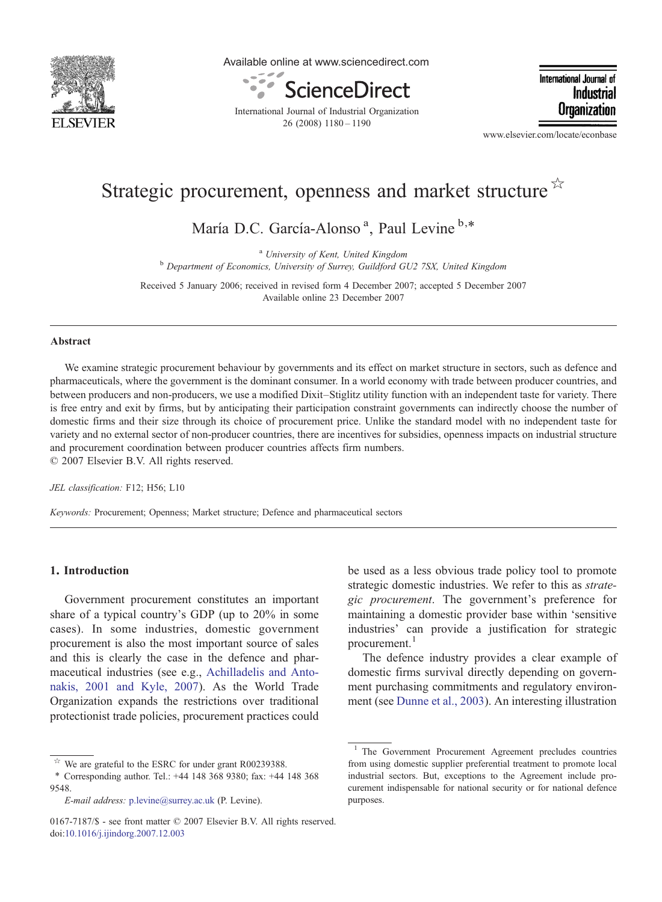# Strategic procurement, openness and market structure ☆

María D.C. García-Alonso [a], Paul Levine [b,*]

[a] University of Kent, United Kingdom
[b] Department of Economics, University of Surrey, Guildford GU2 7SX, United Kingdom

Received 5 January 2006; received in revised form 4 December 2007; accepted 5 December 2007
Available online 23 December 2007

## Abstract

We examine strategic procurement behaviour by governments and its effect on market structure in sectors, such as defence and pharmaceuticals, where the government is the dominant consumer. In a world economy with trade between producer countries, and between producers and non-producers, we use a modified Dixit–Stiglitz utility function with an independent taste for variety. There is free entry and exit by firms, but by anticipating their participation constraint governments can indirectly choose the number of domestic firms and their size through its choice of procurement price. Unlike the standard model with no independent taste for variety and no external sector of non-producer countries, there are incentives for subsidies, openness impacts on industrial structure and procurement coordination between producer countries affects firm numbers.
© 2007 Elsevier B.V. All rights reserved.

*JEL classification:* F12; H56; L10

*Keywords:* Procurement; Openness; Market structure; Defence and pharmaceutical sectors

## 1. Introduction

Government procurement constitutes an important share of a typical country's GDP (up to 20% in some cases). In some industries, domestic government procurement is also the most important source of sales and this is clearly the case in the defence and pharmaceutical industries (see e.g., Achilladelis and Antonakis, 2001 and Kyle, 2007). As the World Trade Organization expands the restrictions over traditional protectionist trade policies, procurement practices could be used as a less obvious trade policy tool to promote strategic domestic industries. We refer to this as *strategic procurement*. The government's preference for maintaining a domestic provider base within 'sensitive industries' can provide a justification for strategic procurement.[1]

The defence industry provides a clear example of domestic firms survival directly depending on government purchasing commitments and regulatory environment (see Dunne et al., 2003). An interesting illustration

---

☆ We are grateful to the ESRC for under grant R00239388.

\* Corresponding author. Tel.: +44 148 368 9380; fax: +44 148 368 9548.

*E-mail address:* p.levine@surrey.ac.uk (P. Levine).

0167-7187/$ - see front matter © 2007 Elsevier B.V. All rights reserved.
doi:10.1016/j.ijindorg.2007.12.003

[1] The Government Procurement Agreement precludes countries from using domestic supplier preferential treatment to promote local industrial sectors. But, exceptions to the Agreement include procurement indispensable for national security or for national defence purposes.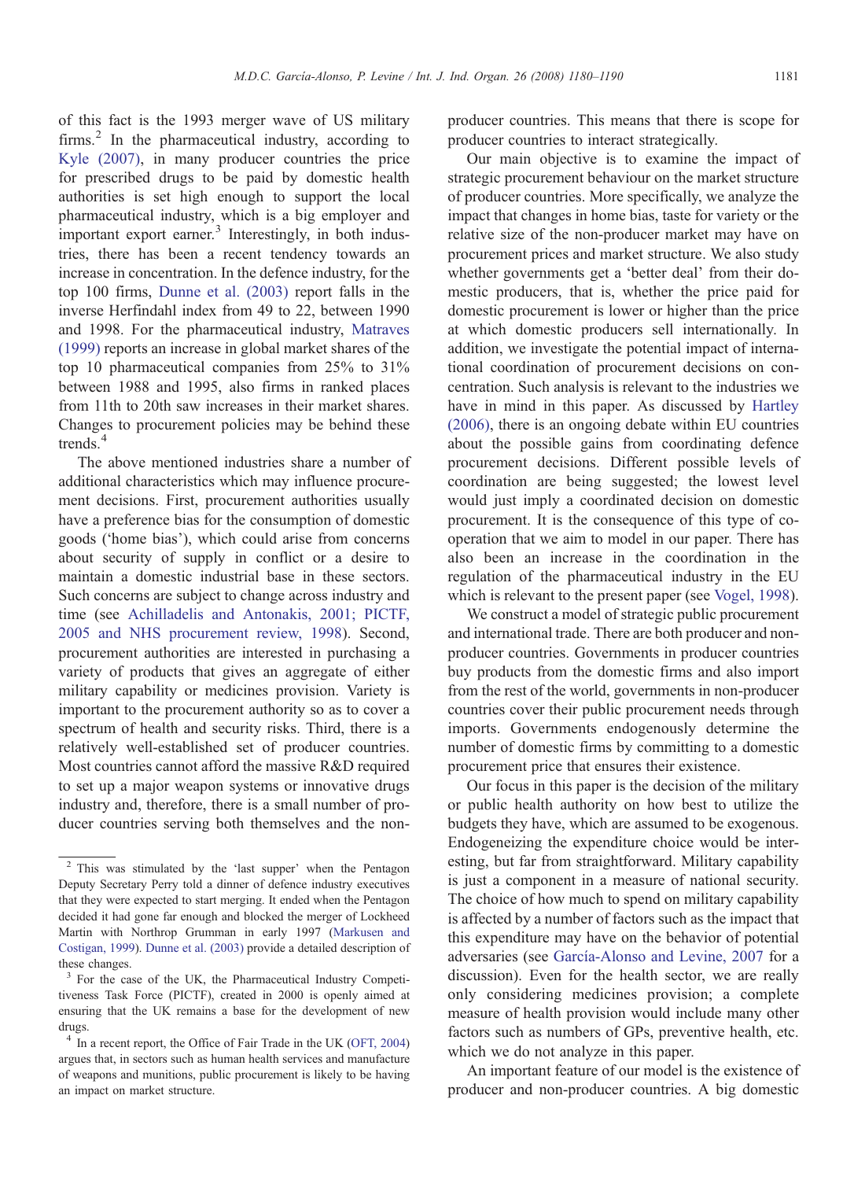of this fact is the 1993 merger wave of US military firms.[2] In the pharmaceutical industry, according to Kyle (2007), in many producer countries the price for prescribed drugs to be paid by domestic health authorities is set high enough to support the local pharmaceutical industry, which is a big employer and important export earner.[3] Interestingly, in both industries, there has been a recent tendency towards an increase in concentration. In the defence industry, for the top 100 firms, Dunne et al. (2003) report falls in the inverse Herfindahl index from 49 to 22, between 1990 and 1998. For the pharmaceutical industry, Matraves (1999) reports an increase in global market shares of the top 10 pharmaceutical companies from 25% to 31% between 1988 and 1995, also firms in ranked places from 11th to 20th saw increases in their market shares. Changes to procurement policies may be behind these trends.[4]

The above mentioned industries share a number of additional characteristics which may influence procurement decisions. First, procurement authorities usually have a preference bias for the consumption of domestic goods ('home bias'), which could arise from concerns about security of supply in conflict or a desire to maintain a domestic industrial base in these sectors. Such concerns are subject to change across industry and time (see Achilladelis and Antonakis, 2001; PICTF, 2005 and NHS procurement review, 1998). Second, procurement authorities are interested in purchasing a variety of products that gives an aggregate of either military capability or medicines provision. Variety is important to the procurement authority so as to cover a spectrum of health and security risks. Third, there is a relatively well-established set of producer countries. Most countries cannot afford the massive R&D required to set up a major weapon systems or innovative drugs industry and, therefore, there is a small number of producer countries serving both themselves and the non-producer countries. This means that there is scope for producer countries to interact strategically.

Our main objective is to examine the impact of strategic procurement behaviour on the market structure of producer countries. More specifically, we analyze the impact that changes in home bias, taste for variety or the relative size of the non-producer market may have on procurement prices and market structure. We also study whether governments get a 'better deal' from their domestic producers, that is, whether the price paid for domestic procurement is lower or higher than the price at which domestic producers sell internationally. In addition, we investigate the potential impact of international coordination of procurement decisions on concentration. Such analysis is relevant to the industries we have in mind in this paper. As discussed by Hartley (2006), there is an ongoing debate within EU countries about the possible gains from coordinating defence procurement decisions. Different possible levels of coordination are being suggested; the lowest level would just imply a coordinated decision on domestic procurement. It is the consequence of this type of co-operation that we aim to model in our paper. There has also been an increase in the coordination in the regulation of the pharmaceutical industry in the EU which is relevant to the present paper (see Vogel, 1998).

We construct a model of strategic public procurement and international trade. There are both producer and non-producer countries. Governments in producer countries buy products from the domestic firms and also import from the rest of the world, governments in non-producer countries cover their public procurement needs through imports. Governments endogenously determine the number of domestic firms by committing to a domestic procurement price that ensures their existence.

Our focus in this paper is the decision of the military or public health authority on how best to utilize the budgets they have, which are assumed to be exogenous. Endogeneizing the expenditure choice would be interesting, but far from straightforward. Military capability is just a component in a measure of national security. The choice of how much to spend on military capability is affected by a number of factors such as the impact that this expenditure may have on the behavior of potential adversaries (see García-Alonso and Levine, 2007 for a discussion). Even for the health sector, we are really only considering medicines provision; a complete measure of health provision would include many other factors such as numbers of GPs, preventive health, etc. which we do not analyze in this paper.

An important feature of our model is the existence of producer and non-producer countries. A big domestic

---

[2] This was stimulated by the 'last supper' when the Pentagon Deputy Secretary Perry told a dinner of defence industry executives that they were expected to start merging. It ended when the Pentagon decided it had gone far enough and blocked the merger of Lockheed Martin with Northrop Grumman in early 1997 (Markusen and Costigan, 1999). Dunne et al. (2003) provide a detailed description of these changes.

[3] For the case of the UK, the Pharmaceutical Industry Competitiveness Task Force (PICTF), created in 2000 is openly aimed at ensuring that the UK remains a base for the development of new drugs.

[4] In a recent report, the Office of Fair Trade in the UK (OFT, 2004) argues that, in sectors such as human health services and manufacture of weapons and munitions, public procurement is likely to be having an impact on market structure.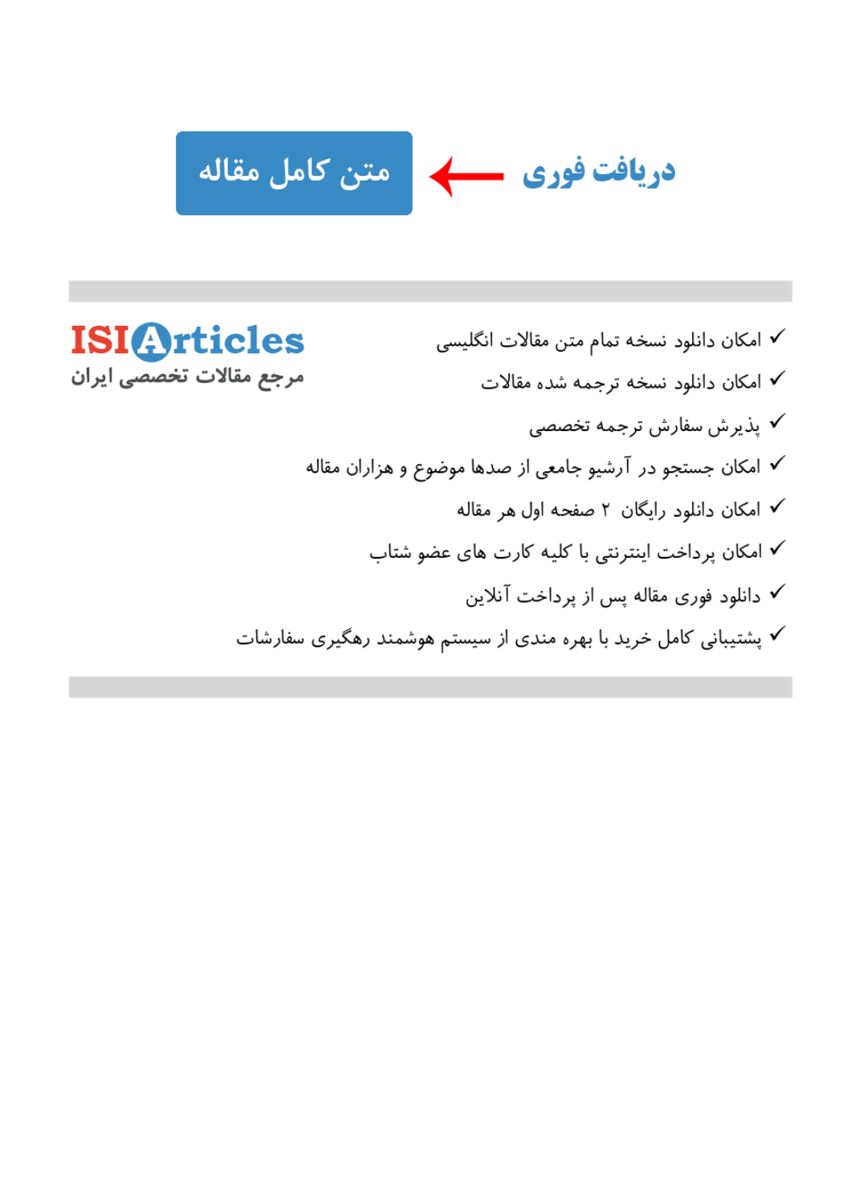دریافت فوری ← **متن کامل مقاله**

**ISIArticles**
مرجع مقالات تخصصی ایران

- ✓ امکان دانلود نسخه تمام متن مقالات انگلیسی
- ✓ امکان دانلود نسخه ترجمه شده مقالات
- ✓ پذیرش سفارش ترجمه تخصصی
- ✓ امکان جستجو در آرشیو جامعی از صدها موضوع و هزاران مقاله
- ✓ امکان دانلود رایگان ۲ صفحه اول هر مقاله
- ✓ امکان پرداخت اینترنتی با کلیه کارت های عضو شتاب
- ✓ دانلود فوری مقاله پس از پرداخت آنلاین
- ✓ پشتیبانی کامل خرید با بهره مندی از سیستم هوشمند رهگیری سفارشات